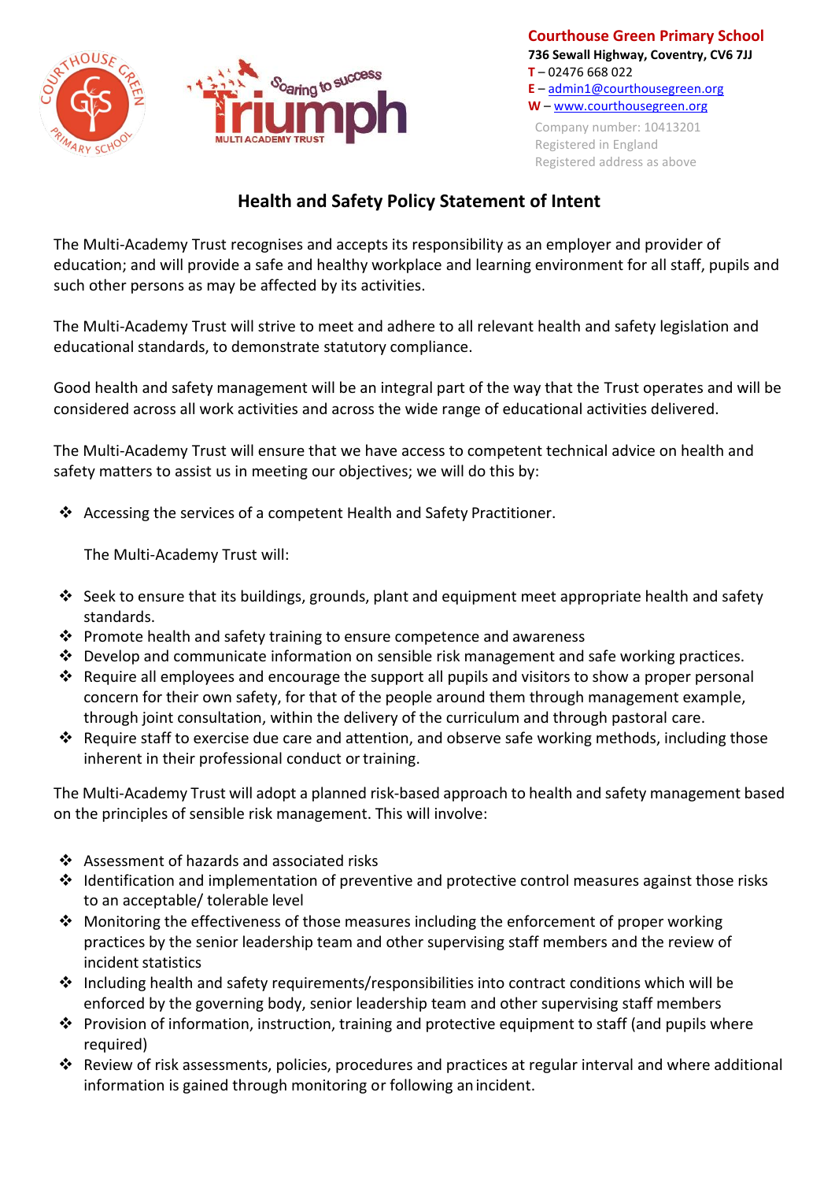**Courthouse Green Primary School**
**736 Sewall Highway, Coventry, CV6 7JJ**
**T** – 02476 668 022
**E** – admin1@courthousegreen.org
**W** – www.courthousegreen.org

Company number: 10413201
Registered in England
Registered address as above

# Health and Safety Policy Statement of Intent

The Multi-Academy Trust recognises and accepts its responsibility as an employer and provider of education; and will provide a safe and healthy workplace and learning environment for all staff, pupils and such other persons as may be affected by its activities.

The Multi-Academy Trust will strive to meet and adhere to all relevant health and safety legislation and educational standards, to demonstrate statutory compliance.

Good health and safety management will be an integral part of the way that the Trust operates and will be considered across all work activities and across the wide range of educational activities delivered.

The Multi-Academy Trust will ensure that we have access to competent technical advice on health and safety matters to assist us in meeting our objectives; we will do this by:

- Accessing the services of a competent Health and Safety Practitioner.

  The Multi-Academy Trust will:

- Seek to ensure that its buildings, grounds, plant and equipment meet appropriate health and safety standards.
- Promote health and safety training to ensure competence and awareness
- Develop and communicate information on sensible risk management and safe working practices.
- Require all employees and encourage the support all pupils and visitors to show a proper personal concern for their own safety, for that of the people around them through management example, through joint consultation, within the delivery of the curriculum and through pastoral care.
- Require staff to exercise due care and attention, and observe safe working methods, including those inherent in their professional conduct or training.

The Multi-Academy Trust will adopt a planned risk-based approach to health and safety management based on the principles of sensible risk management. This will involve:

- Assessment of hazards and associated risks
- Identification and implementation of preventive and protective control measures against those risks to an acceptable/ tolerable level
- Monitoring the effectiveness of those measures including the enforcement of proper working practices by the senior leadership team and other supervising staff members and the review of incident statistics
- Including health and safety requirements/responsibilities into contract conditions which will be enforced by the governing body, senior leadership team and other supervising staff members
- Provision of information, instruction, training and protective equipment to staff (and pupils where required)
- Review of risk assessments, policies, procedures and practices at regular interval and where additional information is gained through monitoring or following an incident.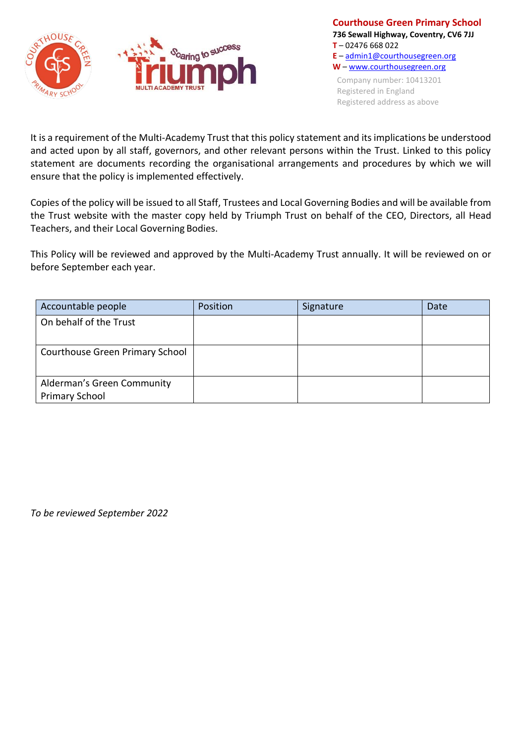**Courthouse Green Primary School**
**736 Sewall Highway, Coventry, CV6 7JJ**
**T** – 02476 668 022
**E** – admin1@courthousegreen.org
**W** – www.courthousegreen.org
Company number: 10413201
Registered in England
Registered address as above

It is a requirement of the Multi-Academy Trust that this policy statement and its implications be understood and acted upon by all staff, governors, and other relevant persons within the Trust. Linked to this policy statement are documents recording the organisational arrangements and procedures by which we will ensure that the policy is implemented effectively.

Copies of the policy will be issued to all Staff, Trustees and Local Governing Bodies and will be available from the Trust website with the master copy held by Triumph Trust on behalf of the CEO, Directors, all Head Teachers, and their Local Governing Bodies.

This Policy will be reviewed and approved by the Multi-Academy Trust annually. It will be reviewed on or before September each year.

| Accountable people | Position | Signature | Date |
|---|---|---|---|
| On behalf of the Trust | | | |
| Courthouse Green Primary School | | | |
| Alderman's Green Community Primary School | | | |

*To be reviewed September 2022*